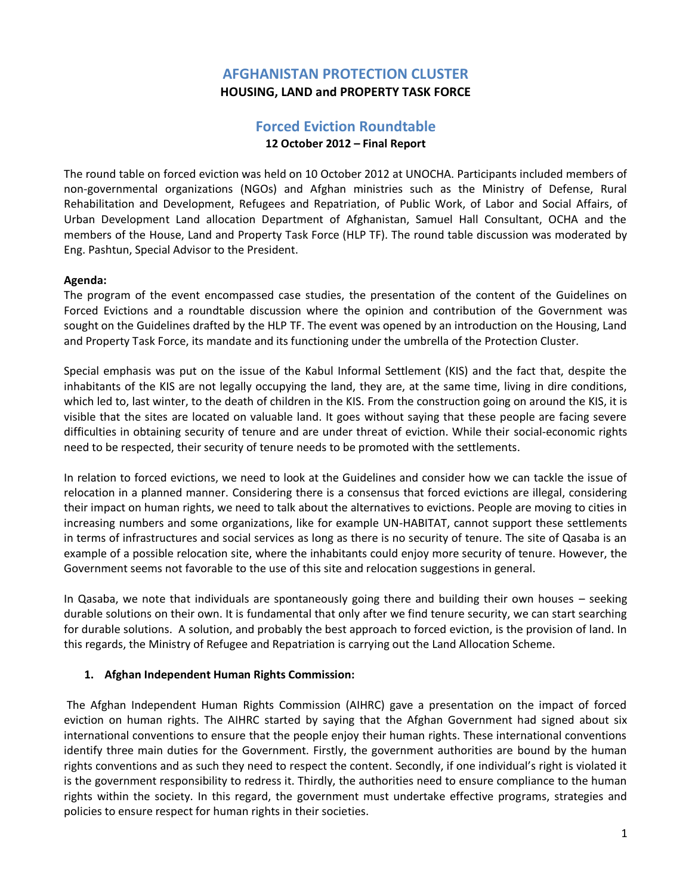# AFGHANISTAN PROTECTION CLUSTER

**HOUSING, LAND and PROPERTY TASK FORCE**

## Forced Eviction Roundtable

**12 October 2012 – Final Report**

The round table on forced eviction was held on 10 October 2012 at UNOCHA. Participants included members of non-governmental organizations (NGOs) and Afghan ministries such as the Ministry of Defense, Rural Rehabilitation and Development, Refugees and Repatriation, of Public Work, of Labor and Social Affairs, of Urban Development Land allocation Department of Afghanistan, Samuel Hall Consultant, OCHA and the members of the House, Land and Property Task Force (HLP TF). The round table discussion was moderated by Eng. Pashtun, Special Advisor to the President.

**Agenda:**

The program of the event encompassed case studies, the presentation of the content of the Guidelines on Forced Evictions and a roundtable discussion where the opinion and contribution of the Government was sought on the Guidelines drafted by the HLP TF. The event was opened by an introduction on the Housing, Land and Property Task Force, its mandate and its functioning under the umbrella of the Protection Cluster.

Special emphasis was put on the issue of the Kabul Informal Settlement (KIS) and the fact that, despite the inhabitants of the KIS are not legally occupying the land, they are, at the same time, living in dire conditions, which led to, last winter, to the death of children in the KIS. From the construction going on around the KIS, it is visible that the sites are located on valuable land. It goes without saying that these people are facing severe difficulties in obtaining security of tenure and are under threat of eviction. While their social-economic rights need to be respected, their security of tenure needs to be promoted with the settlements.

In relation to forced evictions, we need to look at the Guidelines and consider how we can tackle the issue of relocation in a planned manner. Considering there is a consensus that forced evictions are illegal, considering their impact on human rights, we need to talk about the alternatives to evictions. People are moving to cities in increasing numbers and some organizations, like for example UN-HABITAT, cannot support these settlements in terms of infrastructures and social services as long as there is no security of tenure. The site of Qasaba is an example of a possible relocation site, where the inhabitants could enjoy more security of tenure. However, the Government seems not favorable to the use of this site and relocation suggestions in general.

In Qasaba, we note that individuals are spontaneously going there and building their own houses – seeking durable solutions on their own. It is fundamental that only after we find tenure security, we can start searching for durable solutions. A solution, and probably the best approach to forced eviction, is the provision of land. In this regards, the Ministry of Refugee and Repatriation is carrying out the Land Allocation Scheme.

### 1. Afghan Independent Human Rights Commission:

The Afghan Independent Human Rights Commission (AIHRC) gave a presentation on the impact of forced eviction on human rights. The AIHRC started by saying that the Afghan Government had signed about six international conventions to ensure that the people enjoy their human rights. These international conventions identify three main duties for the Government. Firstly, the government authorities are bound by the human rights conventions and as such they need to respect the content. Secondly, if one individual's right is violated it is the government responsibility to redress it. Thirdly, the authorities need to ensure compliance to the human rights within the society. In this regard, the government must undertake effective programs, strategies and policies to ensure respect for human rights in their societies.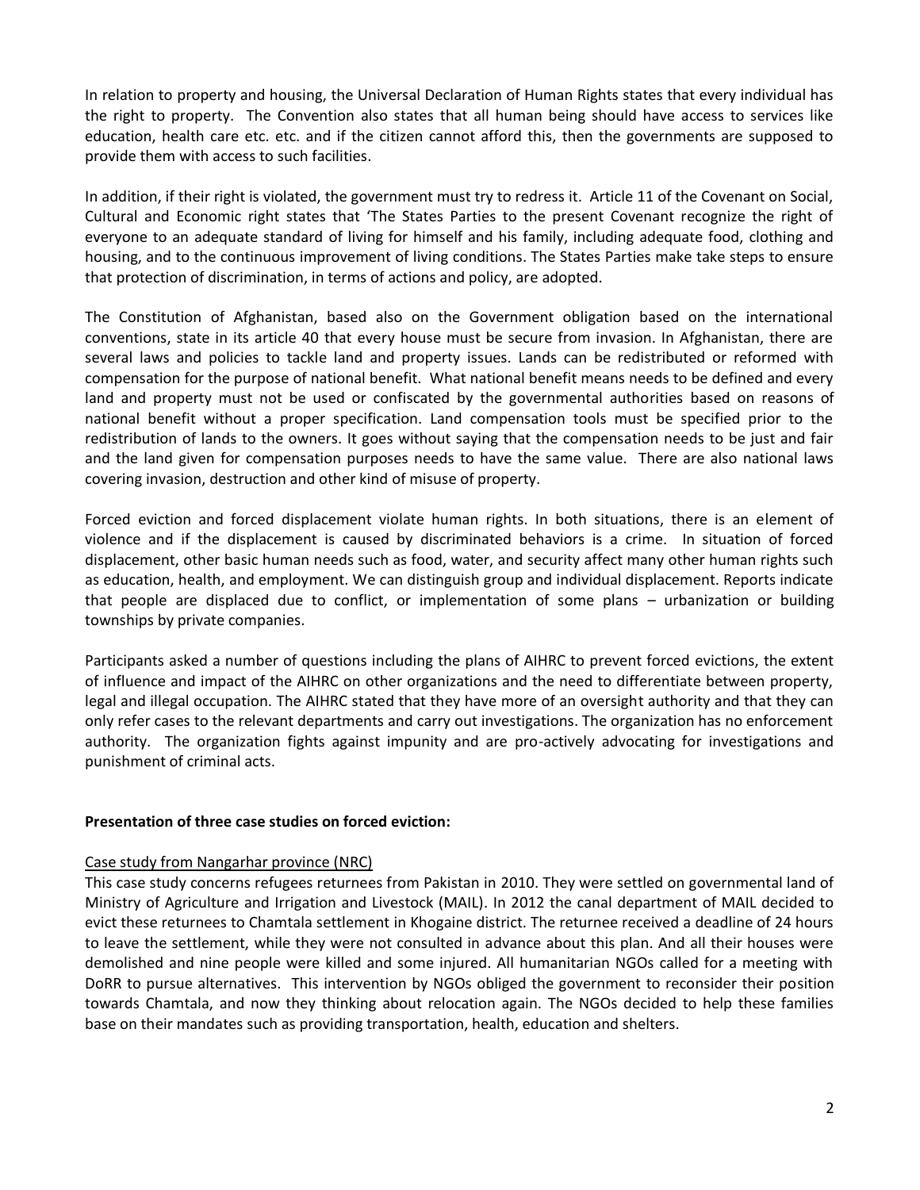In relation to property and housing, the Universal Declaration of Human Rights states that every individual has the right to property. The Convention also states that all human being should have access to services like education, health care etc. etc. and if the citizen cannot afford this, then the governments are supposed to provide them with access to such facilities.

In addition, if their right is violated, the government must try to redress it. Article 11 of the Covenant on Social, Cultural and Economic right states that 'The States Parties to the present Covenant recognize the right of everyone to an adequate standard of living for himself and his family, including adequate food, clothing and housing, and to the continuous improvement of living conditions. The States Parties make take steps to ensure that protection of discrimination, in terms of actions and policy, are adopted.

The Constitution of Afghanistan, based also on the Government obligation based on the international conventions, state in its article 40 that every house must be secure from invasion. In Afghanistan, there are several laws and policies to tackle land and property issues. Lands can be redistributed or reformed with compensation for the purpose of national benefit. What national benefit means needs to be defined and every land and property must not be used or confiscated by the governmental authorities based on reasons of national benefit without a proper specification. Land compensation tools must be specified prior to the redistribution of lands to the owners. It goes without saying that the compensation needs to be just and fair and the land given for compensation purposes needs to have the same value. There are also national laws covering invasion, destruction and other kind of misuse of property.

Forced eviction and forced displacement violate human rights. In both situations, there is an element of violence and if the displacement is caused by discriminated behaviors is a crime. In situation of forced displacement, other basic human needs such as food, water, and security affect many other human rights such as education, health, and employment. We can distinguish group and individual displacement. Reports indicate that people are displaced due to conflict, or implementation of some plans – urbanization or building townships by private companies.

Participants asked a number of questions including the plans of AIHRC to prevent forced evictions, the extent of influence and impact of the AIHRC on other organizations and the need to differentiate between property, legal and illegal occupation. The AIHRC stated that they have more of an oversight authority and that they can only refer cases to the relevant departments and carry out investigations. The organization has no enforcement authority. The organization fights against impunity and are pro-actively advocating for investigations and punishment of criminal acts.

**Presentation of three case studies on forced eviction:**

<u>Case study from Nangarhar province (NRC)</u>

This case study concerns refugees returnees from Pakistan in 2010. They were settled on governmental land of Ministry of Agriculture and Irrigation and Livestock (MAIL). In 2012 the canal department of MAIL decided to evict these returnees to Chamtala settlement in Khogaine district. The returnee received a deadline of 24 hours to leave the settlement, while they were not consulted in advance about this plan. And all their houses were demolished and nine people were killed and some injured. All humanitarian NGOs called for a meeting with DoRR to pursue alternatives. This intervention by NGOs obliged the government to reconsider their position towards Chamtala, and now they thinking about relocation again. The NGOs decided to help these families base on their mandates such as providing transportation, health, education and shelters.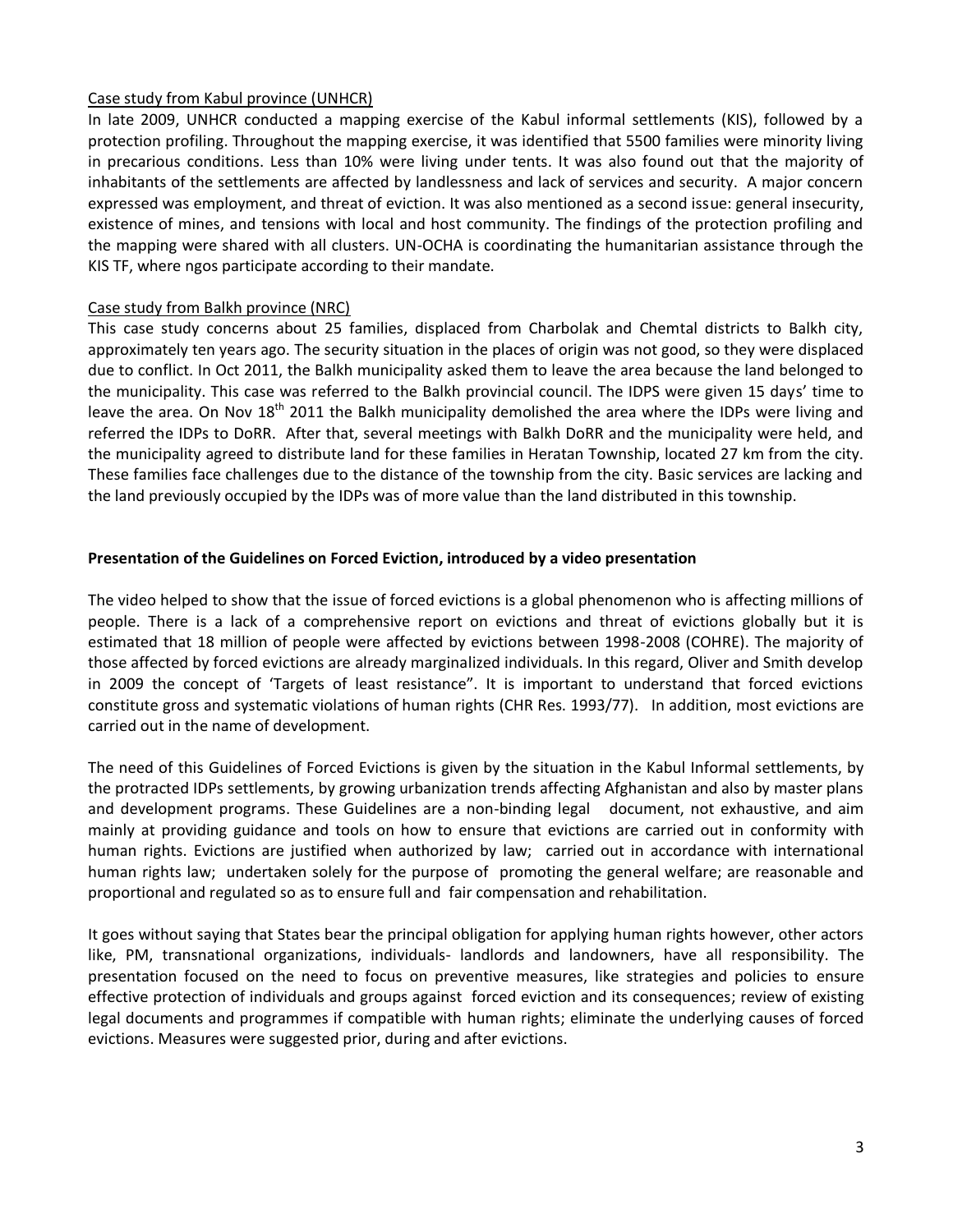Case study from Kabul province (UNHCR)

In late 2009, UNHCR conducted a mapping exercise of the Kabul informal settlements (KIS), followed by a protection profiling. Throughout the mapping exercise, it was identified that 5500 families were minority living in precarious conditions. Less than 10% were living under tents. It was also found out that the majority of inhabitants of the settlements are affected by landlessness and lack of services and security. A major concern expressed was employment, and threat of eviction. It was also mentioned as a second issue: general insecurity, existence of mines, and tensions with local and host community. The findings of the protection profiling and the mapping were shared with all clusters. UN-OCHA is coordinating the humanitarian assistance through the KIS TF, where ngos participate according to their mandate.

Case study from Balkh province (NRC)

This case study concerns about 25 families, displaced from Charbolak and Chemtal districts to Balkh city, approximately ten years ago. The security situation in the places of origin was not good, so they were displaced due to conflict. In Oct 2011, the Balkh municipality asked them to leave the area because the land belonged to the municipality. This case was referred to the Balkh provincial council. The IDPS were given 15 days' time to leave the area. On Nov 18th 2011 the Balkh municipality demolished the area where the IDPs were living and referred the IDPs to DoRR. After that, several meetings with Balkh DoRR and the municipality were held, and the municipality agreed to distribute land for these families in Heratan Township, located 27 km from the city. These families face challenges due to the distance of the township from the city. Basic services are lacking and the land previously occupied by the IDPs was of more value than the land distributed in this township.

**Presentation of the Guidelines on Forced Eviction, introduced by a video presentation**

The video helped to show that the issue of forced evictions is a global phenomenon who is affecting millions of people. There is a lack of a comprehensive report on evictions and threat of evictions globally but it is estimated that 18 million of people were affected by evictions between 1998-2008 (COHRE). The majority of those affected by forced evictions are already marginalized individuals. In this regard, Oliver and Smith develop in 2009 the concept of 'Targets of least resistance". It is important to understand that forced evictions constitute gross and systematic violations of human rights (CHR Res. 1993/77). In addition, most evictions are carried out in the name of development.

The need of this Guidelines of Forced Evictions is given by the situation in the Kabul Informal settlements, by the protracted IDPs settlements, by growing urbanization trends affecting Afghanistan and also by master plans and development programs. These Guidelines are a non-binding legal document, not exhaustive, and aim mainly at providing guidance and tools on how to ensure that evictions are carried out in conformity with human rights. Evictions are justified when authorized by law; carried out in accordance with international human rights law; undertaken solely for the purpose of promoting the general welfare; are reasonable and proportional and regulated so as to ensure full and fair compensation and rehabilitation.

It goes without saying that States bear the principal obligation for applying human rights however, other actors like, PM, transnational organizations, individuals- landlords and landowners, have all responsibility. The presentation focused on the need to focus on preventive measures, like strategies and policies to ensure effective protection of individuals and groups against forced eviction and its consequences; review of existing legal documents and programmes if compatible with human rights; eliminate the underlying causes of forced evictions. Measures were suggested prior, during and after evictions.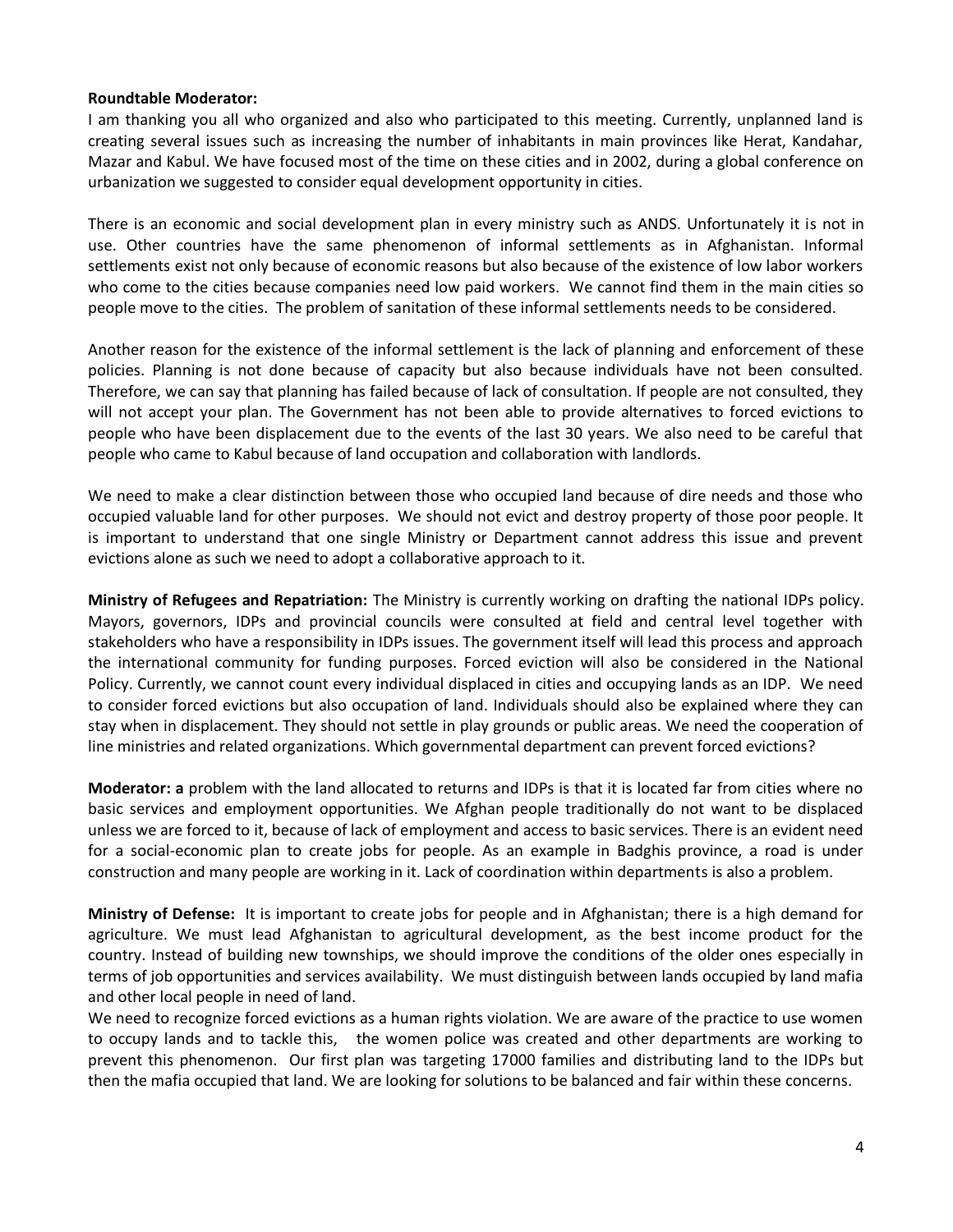**Roundtable Moderator:**
I am thanking you all who organized and also who participated to this meeting. Currently, unplanned land is creating several issues such as increasing the number of inhabitants in main provinces like Herat, Kandahar, Mazar and Kabul. We have focused most of the time on these cities and in 2002, during a global conference on urbanization we suggested to consider equal development opportunity in cities.

There is an economic and social development plan in every ministry such as ANDS. Unfortunately it is not in use. Other countries have the same phenomenon of informal settlements as in Afghanistan. Informal settlements exist not only because of economic reasons but also because of the existence of low labor workers who come to the cities because companies need low paid workers. We cannot find them in the main cities so people move to the cities. The problem of sanitation of these informal settlements needs to be considered.

Another reason for the existence of the informal settlement is the lack of planning and enforcement of these policies. Planning is not done because of capacity but also because individuals have not been consulted. Therefore, we can say that planning has failed because of lack of consultation. If people are not consulted, they will not accept your plan. The Government has not been able to provide alternatives to forced evictions to people who have been displacement due to the events of the last 30 years. We also need to be careful that people who came to Kabul because of land occupation and collaboration with landlords.

We need to make a clear distinction between those who occupied land because of dire needs and those who occupied valuable land for other purposes. We should not evict and destroy property of those poor people. It is important to understand that one single Ministry or Department cannot address this issue and prevent evictions alone as such we need to adopt a collaborative approach to it.

**Ministry of Refugees and Repatriation:** The Ministry is currently working on drafting the national IDPs policy. Mayors, governors, IDPs and provincial councils were consulted at field and central level together with stakeholders who have a responsibility in IDPs issues. The government itself will lead this process and approach the international community for funding purposes. Forced eviction will also be considered in the National Policy. Currently, we cannot count every individual displaced in cities and occupying lands as an IDP. We need to consider forced evictions but also occupation of land. Individuals should also be explained where they can stay when in displacement. They should not settle in play grounds or public areas. We need the cooperation of line ministries and related organizations. Which governmental department can prevent forced evictions?

**Moderator: a** problem with the land allocated to returns and IDPs is that it is located far from cities where no basic services and employment opportunities. We Afghan people traditionally do not want to be displaced unless we are forced to it, because of lack of employment and access to basic services. There is an evident need for a social-economic plan to create jobs for people. As an example in Badghis province, a road is under construction and many people are working in it. Lack of coordination within departments is also a problem.

**Ministry of Defense:** It is important to create jobs for people and in Afghanistan; there is a high demand for agriculture. We must lead Afghanistan to agricultural development, as the best income product for the country. Instead of building new townships, we should improve the conditions of the older ones especially in terms of job opportunities and services availability. We must distinguish between lands occupied by land mafia and other local people in need of land.

We need to recognize forced evictions as a human rights violation. We are aware of the practice to use women to occupy lands and to tackle this, the women police was created and other departments are working to prevent this phenomenon. Our first plan was targeting 17000 families and distributing land to the IDPs but then the mafia occupied that land. We are looking for solutions to be balanced and fair within these concerns.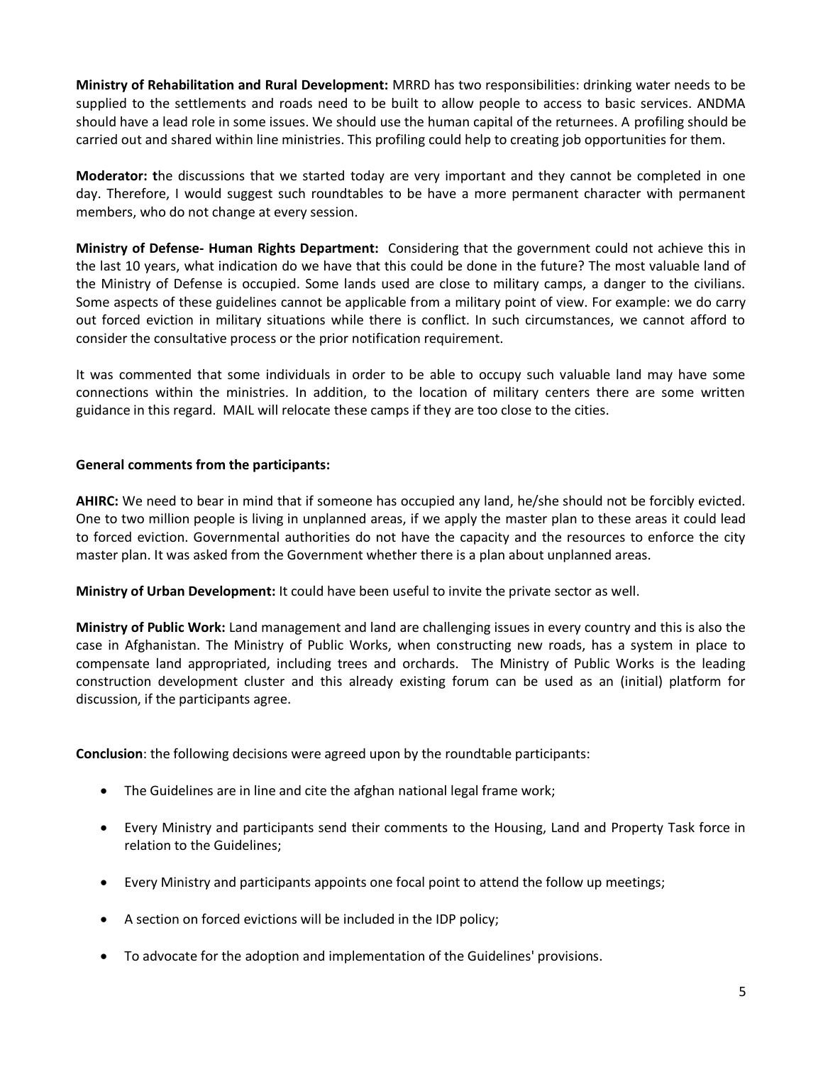**Ministry of Rehabilitation and Rural Development:** MRRD has two responsibilities: drinking water needs to be supplied to the settlements and roads need to be built to allow people to access to basic services. ANDMA should have a lead role in some issues. We should use the human capital of the returnees. A profiling should be carried out and shared within line ministries. This profiling could help to creating job opportunities for them.

**Moderator: t**he discussions that we started today are very important and they cannot be completed in one day. Therefore, I would suggest such roundtables to be have a more permanent character with permanent members, who do not change at every session.

**Ministry of Defense- Human Rights Department:** Considering that the government could not achieve this in the last 10 years, what indication do we have that this could be done in the future? The most valuable land of the Ministry of Defense is occupied. Some lands used are close to military camps, a danger to the civilians. Some aspects of these guidelines cannot be applicable from a military point of view. For example: we do carry out forced eviction in military situations while there is conflict. In such circumstances, we cannot afford to consider the consultative process or the prior notification requirement.

It was commented that some individuals in order to be able to occupy such valuable land may have some connections within the ministries. In addition, to the location of military centers there are some written guidance in this regard. MAIL will relocate these camps if they are too close to the cities.

**General comments from the participants:**

**AHIRC:** We need to bear in mind that if someone has occupied any land, he/she should not be forcibly evicted. One to two million people is living in unplanned areas, if we apply the master plan to these areas it could lead to forced eviction. Governmental authorities do not have the capacity and the resources to enforce the city master plan. It was asked from the Government whether there is a plan about unplanned areas.

**Ministry of Urban Development:** It could have been useful to invite the private sector as well.

**Ministry of Public Work:** Land management and land are challenging issues in every country and this is also the case in Afghanistan. The Ministry of Public Works, when constructing new roads, has a system in place to compensate land appropriated, including trees and orchards. The Ministry of Public Works is the leading construction development cluster and this already existing forum can be used as an (initial) platform for discussion, if the participants agree.

**Conclusion**: the following decisions were agreed upon by the roundtable participants:

- The Guidelines are in line and cite the afghan national legal frame work;
- Every Ministry and participants send their comments to the Housing, Land and Property Task force in relation to the Guidelines;
- Every Ministry and participants appoints one focal point to attend the follow up meetings;
- A section on forced evictions will be included in the IDP policy;
- To advocate for the adoption and implementation of the Guidelines' provisions.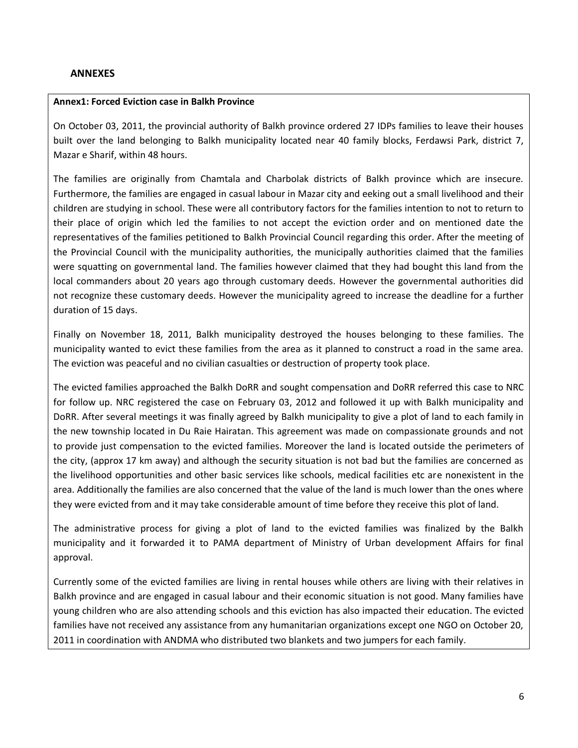## ANNEXES

**Annex1: Forced Eviction case in Balkh Province**

On October 03, 2011, the provincial authority of Balkh province ordered 27 IDPs families to leave their houses built over the land belonging to Balkh municipality located near 40 family blocks, Ferdawsi Park, district 7, Mazar e Sharif, within 48 hours.

The families are originally from Chamtala and Charbolak districts of Balkh province which are insecure. Furthermore, the families are engaged in casual labour in Mazar city and eeking out a small livelihood and their children are studying in school. These were all contributory factors for the families intention to not to return to their place of origin which led the families to not accept the eviction order and on mentioned date the representatives of the families petitioned to Balkh Provincial Council regarding this order. After the meeting of the Provincial Council with the municipality authorities, the municipally authorities claimed that the families were squatting on governmental land. The families however claimed that they had bought this land from the local commanders about 20 years ago through customary deeds. However the governmental authorities did not recognize these customary deeds. However the municipality agreed to increase the deadline for a further duration of 15 days.

Finally on November 18, 2011, Balkh municipality destroyed the houses belonging to these families. The municipality wanted to evict these families from the area as it planned to construct a road in the same area. The eviction was peaceful and no civilian casualties or destruction of property took place.

The evicted families approached the Balkh DoRR and sought compensation and DoRR referred this case to NRC for follow up. NRC registered the case on February 03, 2012 and followed it up with Balkh municipality and DoRR. After several meetings it was finally agreed by Balkh municipality to give a plot of land to each family in the new township located in Du Raie Hairatan. This agreement was made on compassionate grounds and not to provide just compensation to the evicted families. Moreover the land is located outside the perimeters of the city, (approx 17 km away) and although the security situation is not bad but the families are concerned as the livelihood opportunities and other basic services like schools, medical facilities etc are nonexistent in the area. Additionally the families are also concerned that the value of the land is much lower than the ones where they were evicted from and it may take considerable amount of time before they receive this plot of land.

The administrative process for giving a plot of land to the evicted families was finalized by the Balkh municipality and it forwarded it to PAMA department of Ministry of Urban development Affairs for final approval.

Currently some of the evicted families are living in rental houses while others are living with their relatives in Balkh province and are engaged in casual labour and their economic situation is not good. Many families have young children who are also attending schools and this eviction has also impacted their education. The evicted families have not received any assistance from any humanitarian organizations except one NGO on October 20, 2011 in coordination with ANDMA who distributed two blankets and two jumpers for each family.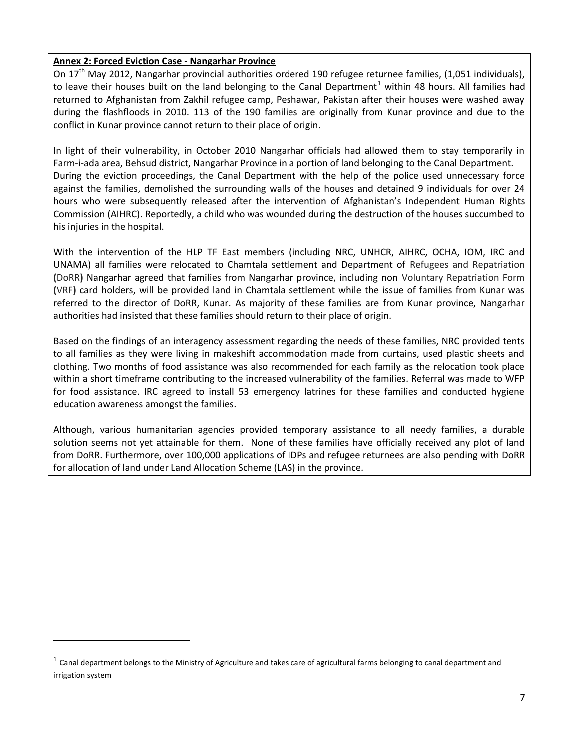**<u>Annex 2: Forced Eviction Case - Nangarhar Province</u>**

On 17th May 2012, Nangarhar provincial authorities ordered 190 refugee returnee families, (1,051 individuals), to leave their houses built on the land belonging to the Canal Department[1] within 48 hours. All families had returned to Afghanistan from Zakhil refugee camp, Peshawar, Pakistan after their houses were washed away during the flashfloods in 2010. 113 of the 190 families are originally from Kunar province and due to the conflict in Kunar province cannot return to their place of origin.

In light of their vulnerability, in October 2010 Nangarhar officials had allowed them to stay temporarily in Farm-i-ada area, Behsud district, Nangarhar Province in a portion of land belonging to the Canal Department. During the eviction proceedings, the Canal Department with the help of the police used unnecessary force against the families, demolished the surrounding walls of the houses and detained 9 individuals for over 24 hours who were subsequently released after the intervention of Afghanistan's Independent Human Rights Commission (AIHRC). Reportedly, a child who was wounded during the destruction of the houses succumbed to his injuries in the hospital.

With the intervention of the HLP TF East members (including NRC, UNHCR, AIHRC, OCHA, IOM, IRC and UNAMA) all families were relocated to Chamtala settlement and Department of Refugees and Repatriation **(**DoRR**)** Nangarhar agreed that families from Nangarhar province, including non Voluntary Repatriation Form **(**VRF**)** card holders, will be provided land in Chamtala settlement while the issue of families from Kunar was referred to the director of DoRR, Kunar. As majority of these families are from Kunar province, Nangarhar authorities had insisted that these families should return to their place of origin.

Based on the findings of an interagency assessment regarding the needs of these families, NRC provided tents to all families as they were living in makeshift accommodation made from curtains, used plastic sheets and clothing. Two months of food assistance was also recommended for each family as the relocation took place within a short timeframe contributing to the increased vulnerability of the families. Referral was made to WFP for food assistance. IRC agreed to install 53 emergency latrines for these families and conducted hygiene education awareness amongst the families.

Although, various humanitarian agencies provided temporary assistance to all needy families, a durable solution seems not yet attainable for them. None of these families have officially received any plot of land from DoRR. Furthermore, over 100,000 applications of IDPs and refugee returnees are also pending with DoRR for allocation of land under Land Allocation Scheme (LAS) in the province.

---

[1] Canal department belongs to the Ministry of Agriculture and takes care of agricultural farms belonging to canal department and irrigation system